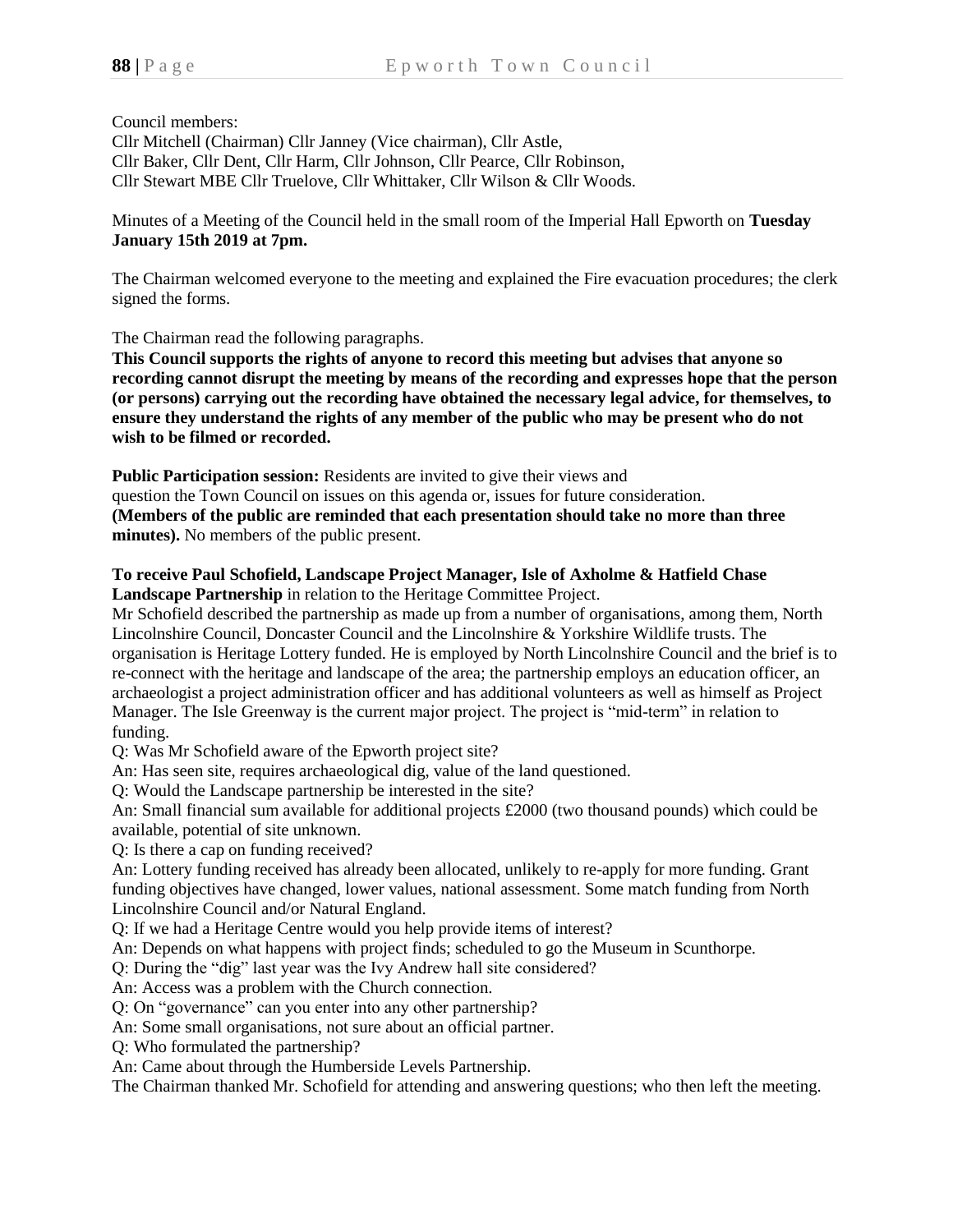Council members:
Cllr Mitchell (Chairman) Cllr Janney (Vice chairman), Cllr Astle,
Cllr Baker, Cllr Dent, Cllr Harm, Cllr Johnson, Cllr Pearce, Cllr Robinson,
Cllr Stewart MBE Cllr Truelove, Cllr Whittaker, Cllr Wilson & Cllr Woods.

Minutes of a Meeting of the Council held in the small room of the Imperial Hall Epworth on **Tuesday January 15th 2019 at 7pm.**

The Chairman welcomed everyone to the meeting and explained the Fire evacuation procedures; the clerk signed the forms.

The Chairman read the following paragraphs.

**This Council supports the rights of anyone to record this meeting but advises that anyone so recording cannot disrupt the meeting by means of the recording and expresses hope that the person (or persons) carrying out the recording have obtained the necessary legal advice, for themselves, to ensure they understand the rights of any member of the public who may be present who do not wish to be filmed or recorded.**

**Public Participation session:** Residents are invited to give their views and question the Town Council on issues on this agenda or, issues for future consideration. **(Members of the public are reminded that each presentation should take no more than three minutes).** No members of the public present.

**To receive Paul Schofield, Landscape Project Manager, Isle of Axholme & Hatfield Chase Landscape Partnership** in relation to the Heritage Committee Project.

Mr Schofield described the partnership as made up from a number of organisations, among them, North Lincolnshire Council, Doncaster Council and the Lincolnshire & Yorkshire Wildlife trusts. The organisation is Heritage Lottery funded. He is employed by North Lincolnshire Council and the brief is to re-connect with the heritage and landscape of the area; the partnership employs an education officer, an archaeologist a project administration officer and has additional volunteers as well as himself as Project Manager. The Isle Greenway is the current major project. The project is "mid-term" in relation to funding.

Q: Was Mr Schofield aware of the Epworth project site?

An: Has seen site, requires archaeological dig, value of the land questioned.

Q: Would the Landscape partnership be interested in the site?

An: Small financial sum available for additional projects £2000 (two thousand pounds) which could be available, potential of site unknown.

Q: Is there a cap on funding received?

An: Lottery funding received has already been allocated, unlikely to re-apply for more funding. Grant funding objectives have changed, lower values, national assessment. Some match funding from North Lincolnshire Council and/or Natural England.

Q: If we had a Heritage Centre would you help provide items of interest?

An: Depends on what happens with project finds; scheduled to go the Museum in Scunthorpe.

Q: During the "dig" last year was the Ivy Andrew hall site considered?

An: Access was a problem with the Church connection.

Q: On "governance" can you enter into any other partnership?

An: Some small organisations, not sure about an official partner.

Q: Who formulated the partnership?

An: Came about through the Humberside Levels Partnership.

The Chairman thanked Mr. Schofield for attending and answering questions; who then left the meeting.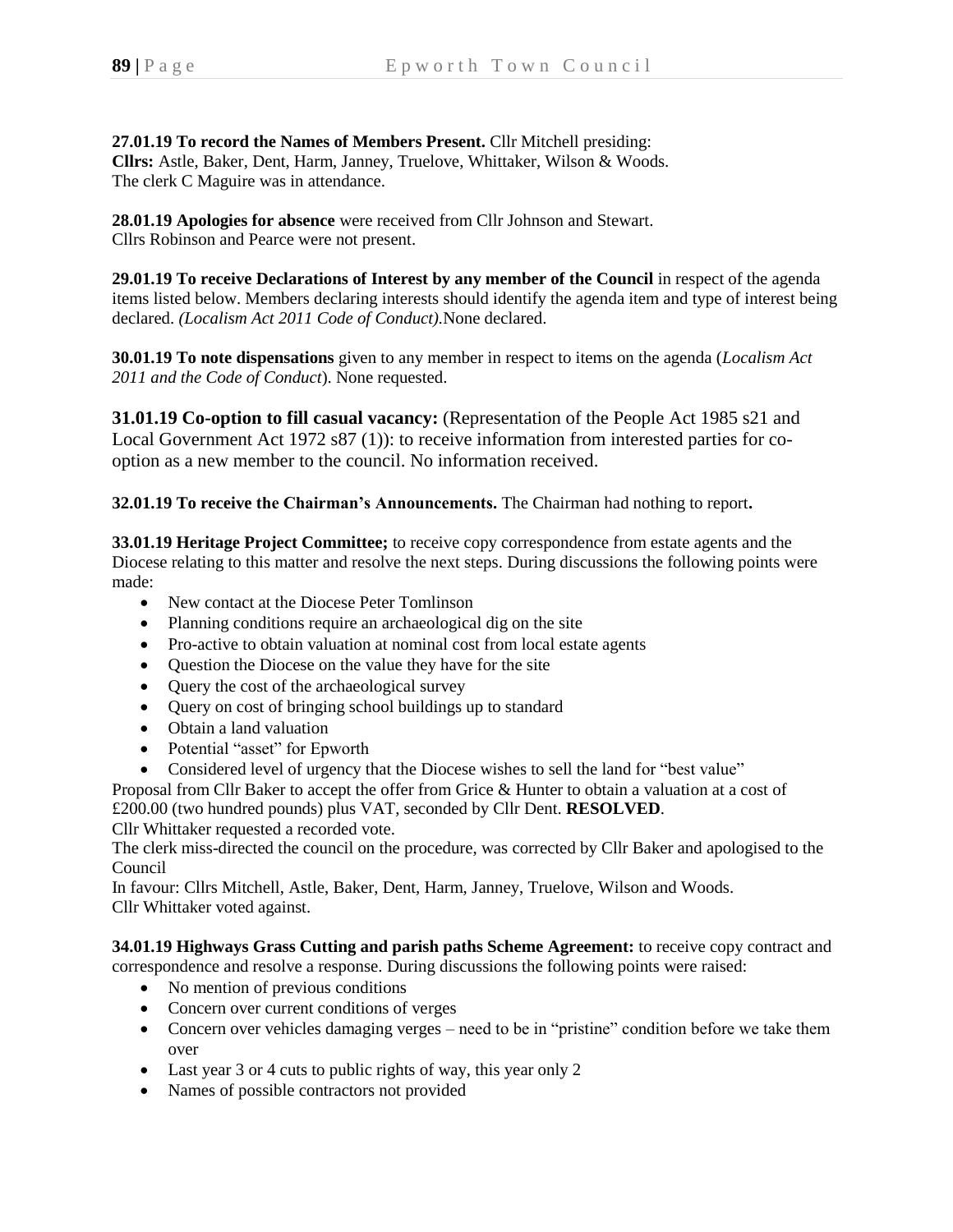**27.01.19 To record the Names of Members Present.** Cllr Mitchell presiding:
**Cllrs:** Astle, Baker, Dent, Harm, Janney, Truelove, Whittaker, Wilson & Woods.
The clerk C Maguire was in attendance.

**28.01.19 Apologies for absence** were received from Cllr Johnson and Stewart.
Cllrs Robinson and Pearce were not present.

**29.01.19 To receive Declarations of Interest by any member of the Council** in respect of the agenda items listed below. Members declaring interests should identify the agenda item and type of interest being declared. *(Localism Act 2011 Code of Conduct).*None declared.

**30.01.19 To note dispensations** given to any member in respect to items on the agenda (*Localism Act 2011 and the Code of Conduct*). None requested.

**31.01.19 Co-option to fill casual vacancy:** (Representation of the People Act 1985 s21 and Local Government Act 1972 s87 (1)): to receive information from interested parties for co-option as a new member to the council. No information received.

**32.01.19 To receive the Chairman's Announcements.** The Chairman had nothing to report**.**

**33.01.19 Heritage Project Committee;** to receive copy correspondence from estate agents and the Diocese relating to this matter and resolve the next steps. During discussions the following points were made:

- New contact at the Diocese Peter Tomlinson
- Planning conditions require an archaeological dig on the site
- Pro-active to obtain valuation at nominal cost from local estate agents
- Question the Diocese on the value they have for the site
- Query the cost of the archaeological survey
- Query on cost of bringing school buildings up to standard
- Obtain a land valuation
- Potential "asset" for Epworth
- Considered level of urgency that the Diocese wishes to sell the land for "best value"

Proposal from Cllr Baker to accept the offer from Grice & Hunter to obtain a valuation at a cost of £200.00 (two hundred pounds) plus VAT, seconded by Cllr Dent. **RESOLVED**.
Cllr Whittaker requested a recorded vote.
The clerk miss-directed the council on the procedure, was corrected by Cllr Baker and apologised to the Council
In favour: Cllrs Mitchell, Astle, Baker, Dent, Harm, Janney, Truelove, Wilson and Woods.
Cllr Whittaker voted against.

**34.01.19 Highways Grass Cutting and parish paths Scheme Agreement:** to receive copy contract and correspondence and resolve a response. During discussions the following points were raised:

- No mention of previous conditions
- Concern over current conditions of verges
- Concern over vehicles damaging verges – need to be in "pristine" condition before we take them over
- Last year 3 or 4 cuts to public rights of way, this year only 2
- Names of possible contractors not provided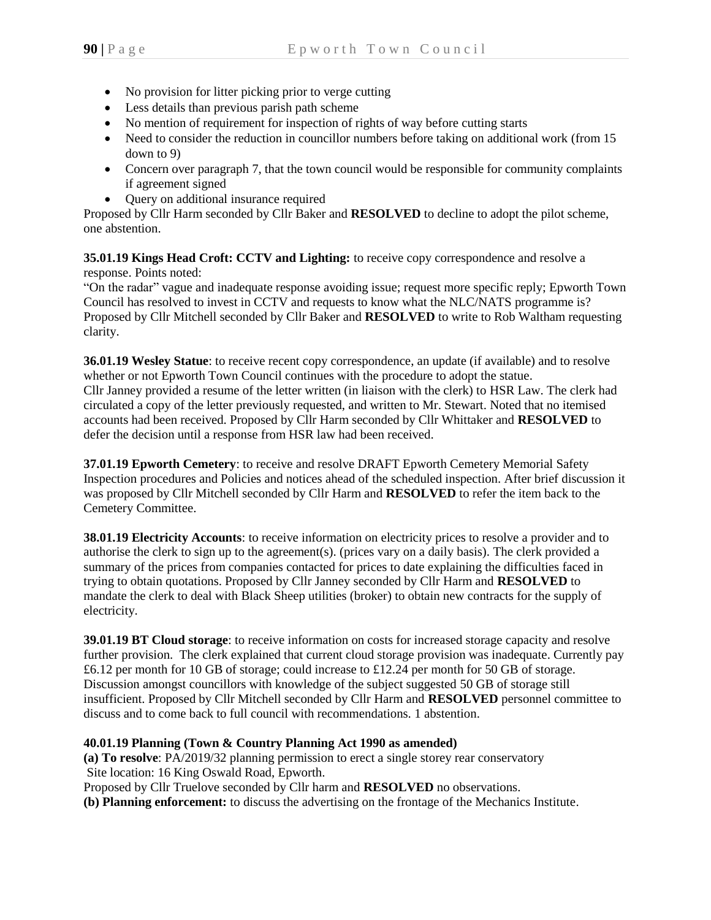- No provision for litter picking prior to verge cutting
- Less details than previous parish path scheme
- No mention of requirement for inspection of rights of way before cutting starts
- Need to consider the reduction in councillor numbers before taking on additional work (from 15 down to 9)
- Concern over paragraph 7, that the town council would be responsible for community complaints if agreement signed
- Query on additional insurance required

Proposed by Cllr Harm seconded by Cllr Baker and **RESOLVED** to decline to adopt the pilot scheme, one abstention.

**35.01.19 Kings Head Croft: CCTV and Lighting:** to receive copy correspondence and resolve a response. Points noted:
"On the radar" vague and inadequate response avoiding issue; request more specific reply; Epworth Town Council has resolved to invest in CCTV and requests to know what the NLC/NATS programme is? Proposed by Cllr Mitchell seconded by Cllr Baker and **RESOLVED** to write to Rob Waltham requesting clarity.

**36.01.19 Wesley Statue**: to receive recent copy correspondence, an update (if available) and to resolve whether or not Epworth Town Council continues with the procedure to adopt the statue.
Cllr Janney provided a resume of the letter written (in liaison with the clerk) to HSR Law. The clerk had circulated a copy of the letter previously requested, and written to Mr. Stewart. Noted that no itemised accounts had been received. Proposed by Cllr Harm seconded by Cllr Whittaker and **RESOLVED** to defer the decision until a response from HSR law had been received.

**37.01.19 Epworth Cemetery**: to receive and resolve DRAFT Epworth Cemetery Memorial Safety Inspection procedures and Policies and notices ahead of the scheduled inspection. After brief discussion it was proposed by Cllr Mitchell seconded by Cllr Harm and **RESOLVED** to refer the item back to the Cemetery Committee.

**38.01.19 Electricity Accounts**: to receive information on electricity prices to resolve a provider and to authorise the clerk to sign up to the agreement(s). (prices vary on a daily basis). The clerk provided a summary of the prices from companies contacted for prices to date explaining the difficulties faced in trying to obtain quotations. Proposed by Cllr Janney seconded by Cllr Harm and **RESOLVED** to mandate the clerk to deal with Black Sheep utilities (broker) to obtain new contracts for the supply of electricity.

**39.01.19 BT Cloud storage**: to receive information on costs for increased storage capacity and resolve further provision. The clerk explained that current cloud storage provision was inadequate. Currently pay £6.12 per month for 10 GB of storage; could increase to £12.24 per month for 50 GB of storage. Discussion amongst councillors with knowledge of the subject suggested 50 GB of storage still insufficient. Proposed by Cllr Mitchell seconded by Cllr Harm and **RESOLVED** personnel committee to discuss and to come back to full council with recommendations. 1 abstention.

**40.01.19 Planning (Town & Country Planning Act 1990 as amended)**

**(a) To resolve**: PA/2019/32 planning permission to erect a single storey rear conservatory
Site location: 16 King Oswald Road, Epworth.
Proposed by Cllr Truelove seconded by Cllr harm and **RESOLVED** no observations.

**(b) Planning enforcement:** to discuss the advertising on the frontage of the Mechanics Institute.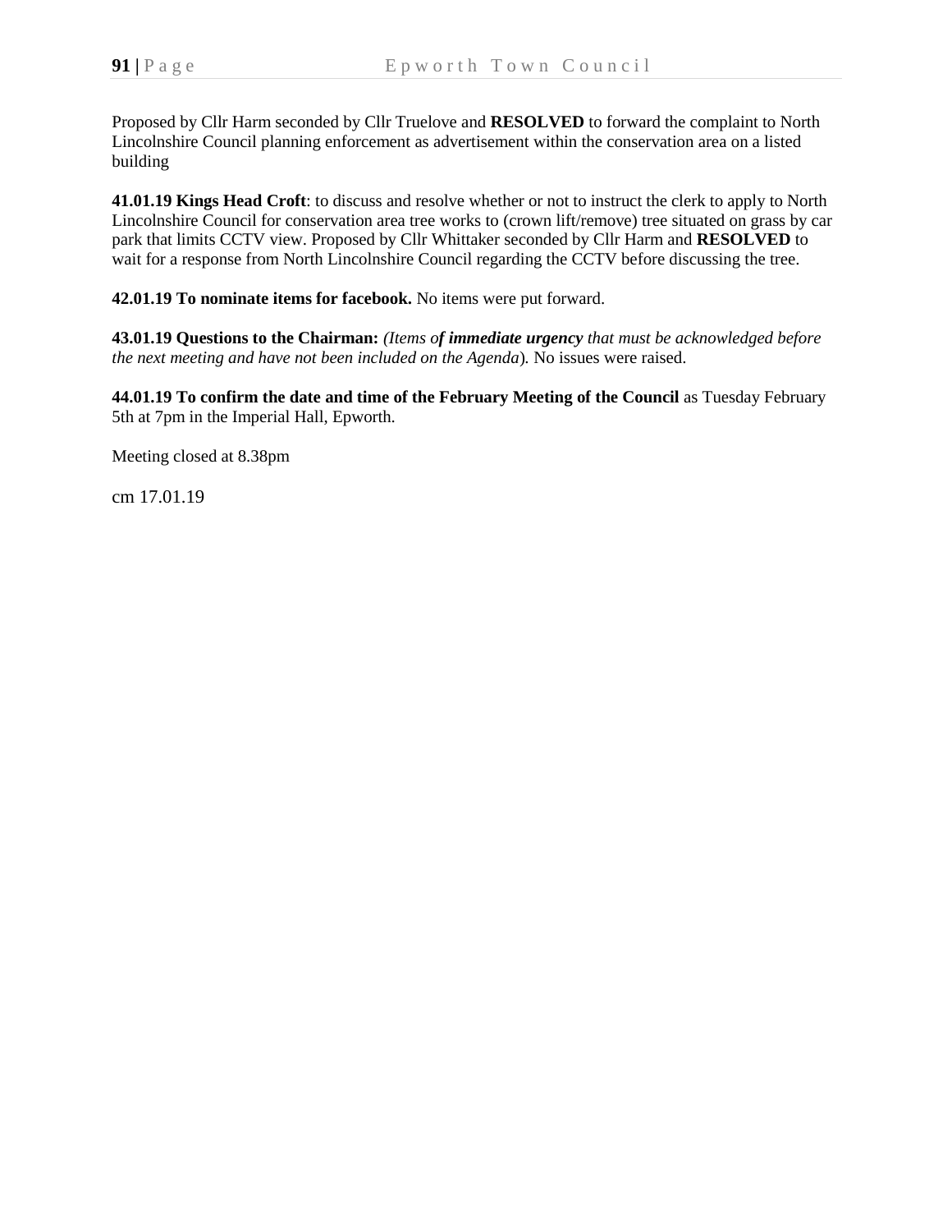Proposed by Cllr Harm seconded by Cllr Truelove and **RESOLVED** to forward the complaint to North Lincolnshire Council planning enforcement as advertisement within the conservation area on a listed building

**41.01.19 Kings Head Croft**: to discuss and resolve whether or not to instruct the clerk to apply to North Lincolnshire Council for conservation area tree works to (crown lift/remove) tree situated on grass by car park that limits CCTV view. Proposed by Cllr Whittaker seconded by Cllr Harm and **RESOLVED** to wait for a response from North Lincolnshire Council regarding the CCTV before discussing the tree.

**42.01.19 To nominate items for facebook.** No items were put forward.

**43.01.19 Questions to the Chairman:** *(Items o**f immediate urgency** that must be acknowledged before the next meeting and have not been included on the Agenda*). No issues were raised.

**44.01.19 To confirm the date and time of the February Meeting of the Council** as Tuesday February 5th at 7pm in the Imperial Hall, Epworth.

Meeting closed at 8.38pm

cm 17.01.19